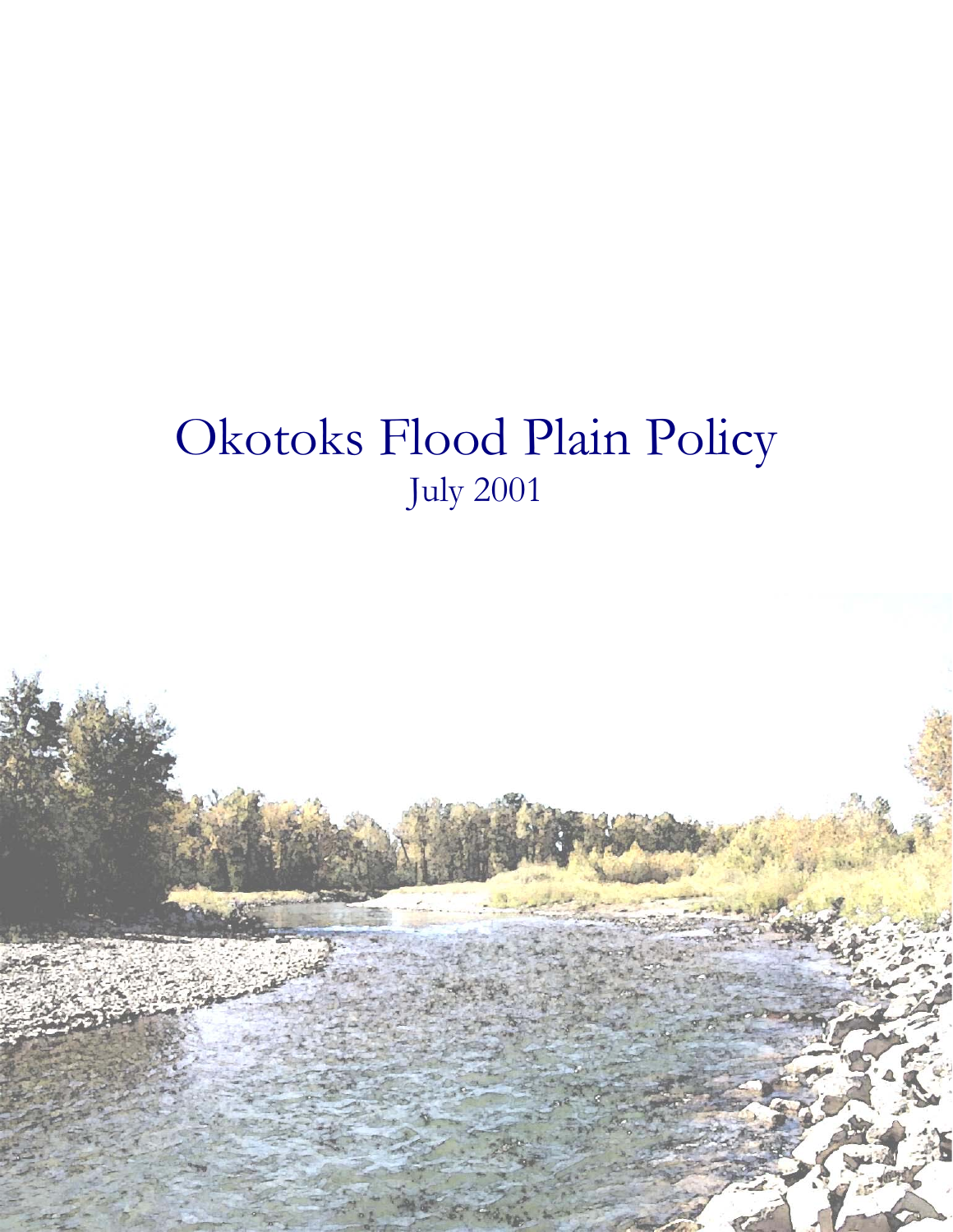# Okotoks Flood Plain Policy

July 2001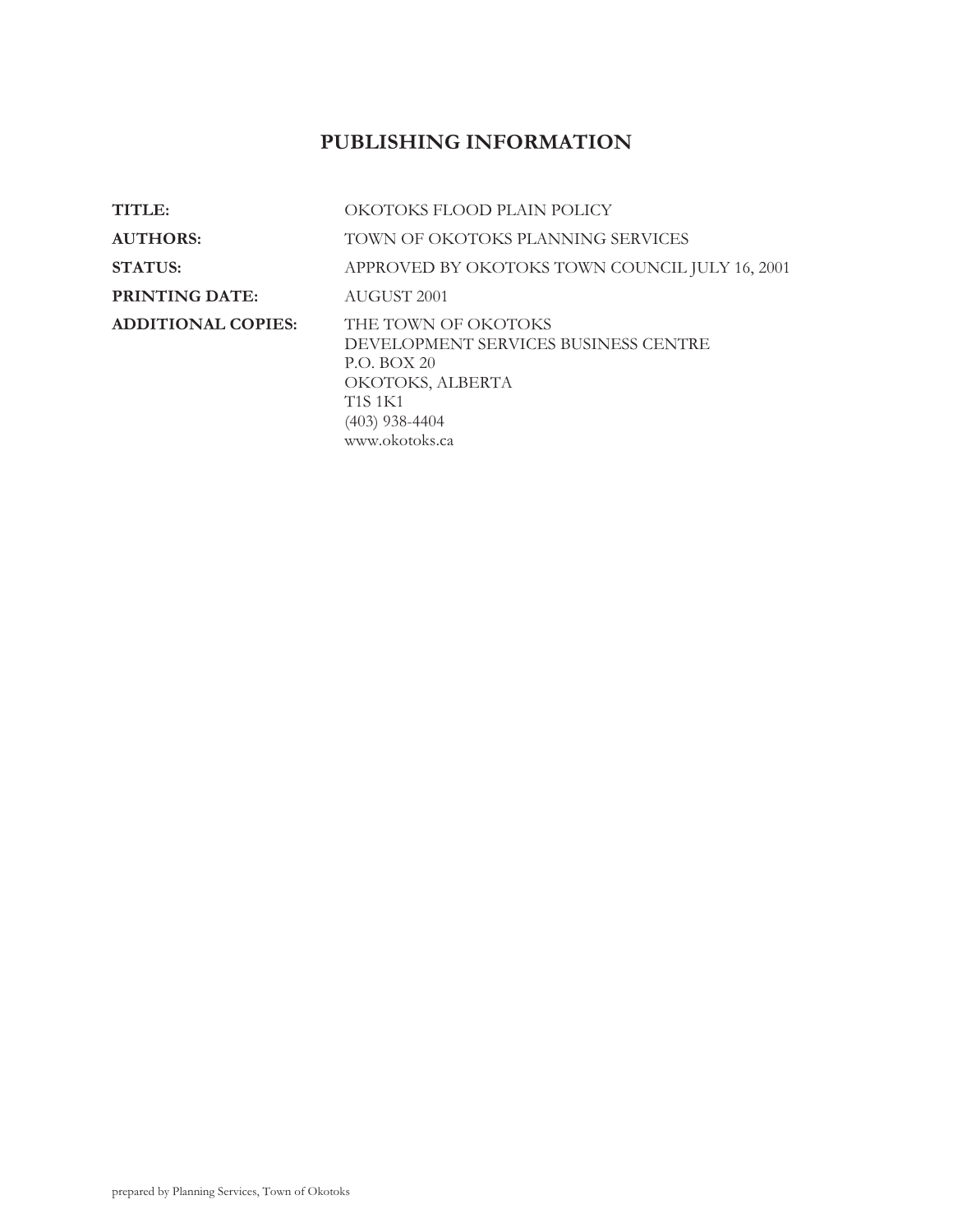# PUBLISHING INFORMATION

| | |
|---|---|
| **TITLE:** | OKOTOKS FLOOD PLAIN POLICY |
| **AUTHORS:** | TOWN OF OKOTOKS PLANNING SERVICES |
| **STATUS:** | APPROVED BY OKOTOKS TOWN COUNCIL JULY 16, 2001 |
| **PRINTING DATE:** | AUGUST 2001 |
| **ADDITIONAL COPIES:** | THE TOWN OF OKOTOKS<br>DEVELOPMENT SERVICES BUSINESS CENTRE<br>P.O. BOX 20<br>OKOTOKS, ALBERTA<br>T1S 1K1<br>(403) 938-4404<br>www.okotoks.ca |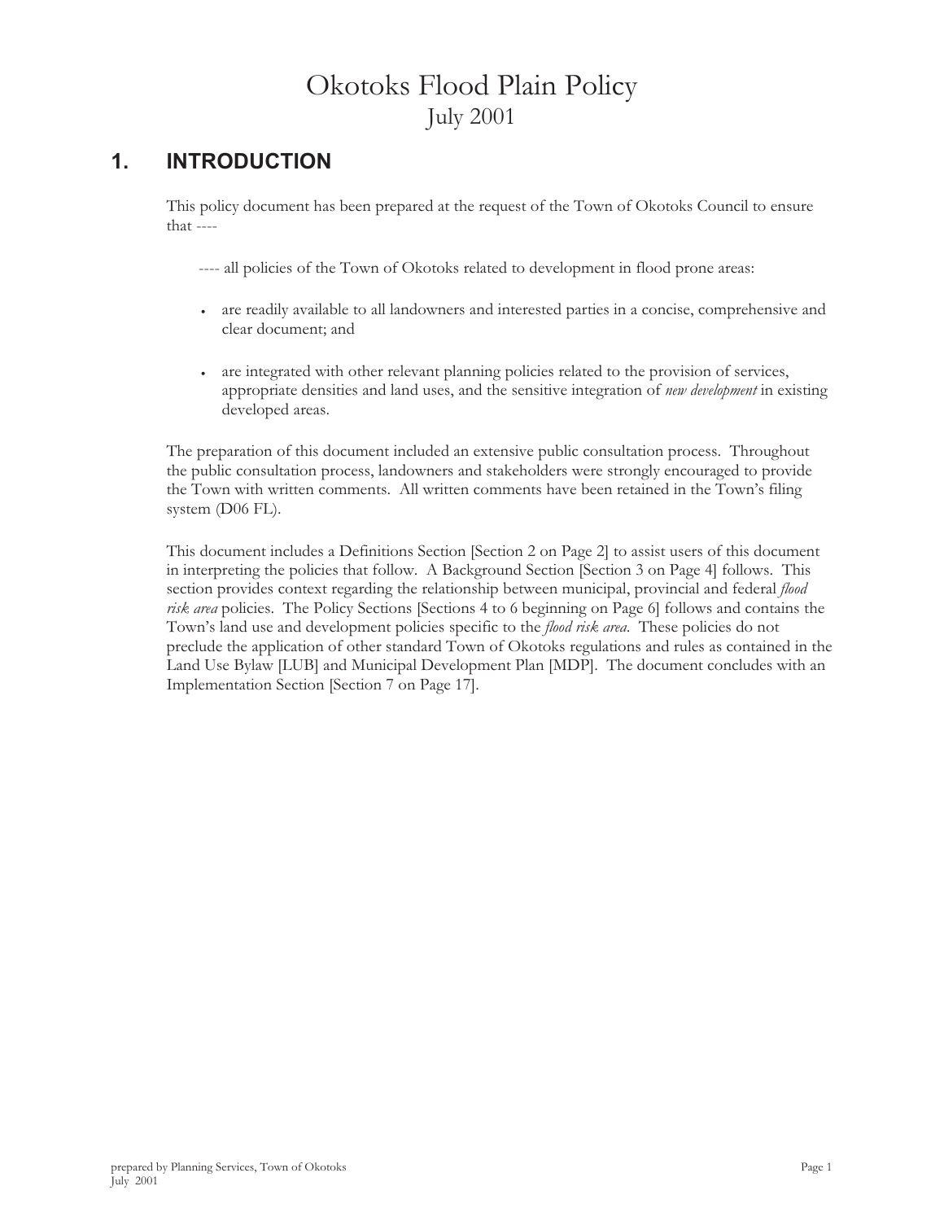# Okotoks Flood Plain Policy

July 2001

## 1. INTRODUCTION

This policy document has been prepared at the request of the Town of Okotoks Council to ensure that ----

---- all policies of the Town of Okotoks related to development in flood prone areas:

- are readily available to all landowners and interested parties in a concise, comprehensive and clear document; and
- are integrated with other relevant planning policies related to the provision of services, appropriate densities and land uses, and the sensitive integration of *new development* in existing developed areas.

The preparation of this document included an extensive public consultation process. Throughout the public consultation process, landowners and stakeholders were strongly encouraged to provide the Town with written comments. All written comments have been retained in the Town's filing system (D06 FL).

This document includes a Definitions Section [Section 2 on Page 2] to assist users of this document in interpreting the policies that follow. A Background Section [Section 3 on Page 4] follows. This section provides context regarding the relationship between municipal, provincial and federal *flood risk area* policies. The Policy Sections [Sections 4 to 6 beginning on Page 6] follows and contains the Town's land use and development policies specific to the *flood risk area*. These policies do not preclude the application of other standard Town of Okotoks regulations and rules as contained in the Land Use Bylaw [LUB] and Municipal Development Plan [MDP]. The document concludes with an Implementation Section [Section 7 on Page 17].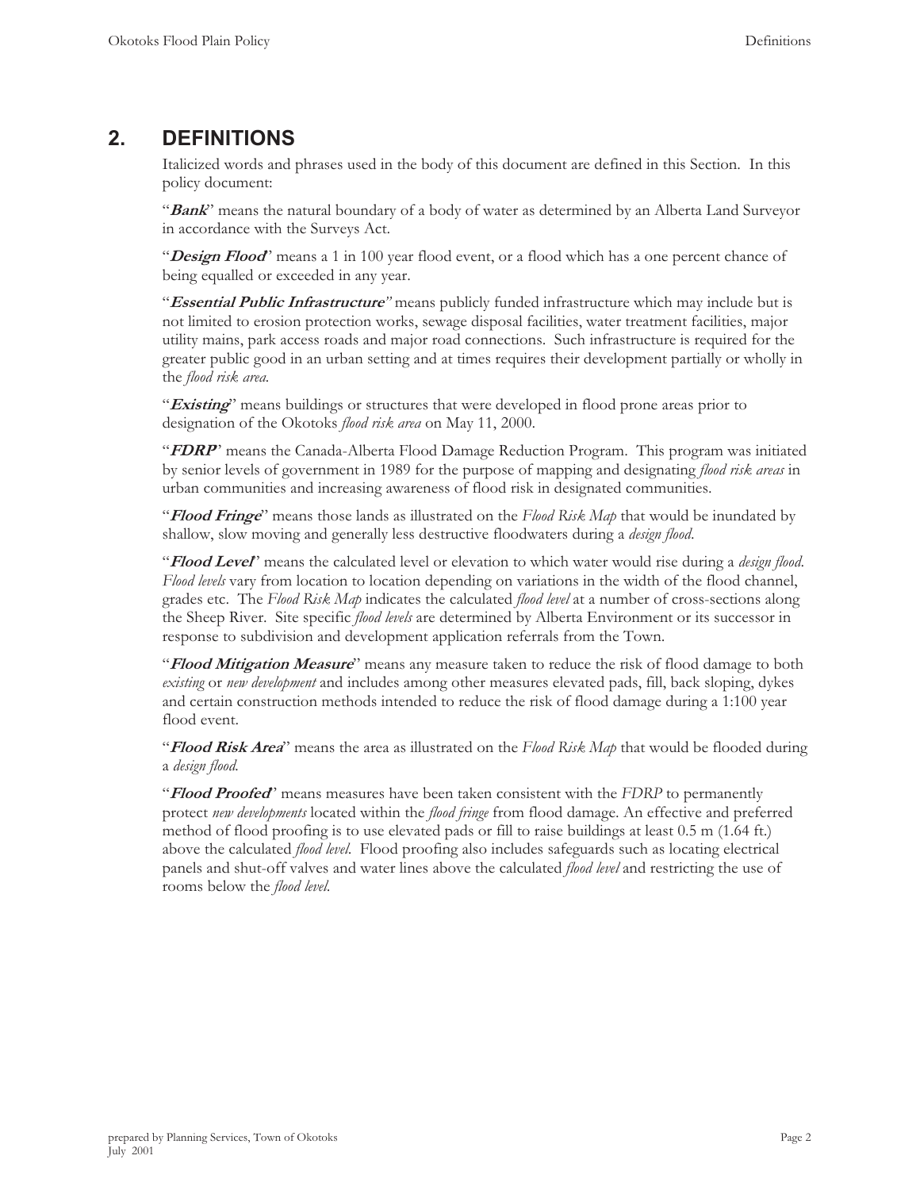## 2. DEFINITIONS

Italicized words and phrases used in the body of this document are defined in this Section. In this policy document:

"***Bank***" means the natural boundary of a body of water as determined by an Alberta Land Surveyor in accordance with the Surveys Act.

"***Design Flood***" means a 1 in 100 year flood event, or a flood which has a one percent chance of being equalled or exceeded in any year.

"***Essential Public Infrastructure***" means publicly funded infrastructure which may include but is not limited to erosion protection works, sewage disposal facilities, water treatment facilities, major utility mains, park access roads and major road connections. Such infrastructure is required for the greater public good in an urban setting and at times requires their development partially or wholly in the *flood risk area*.

"***Existing***" means buildings or structures that were developed in flood prone areas prior to designation of the Okotoks *flood risk area* on May 11, 2000.

"***FDRP***" means the Canada-Alberta Flood Damage Reduction Program. This program was initiated by senior levels of government in 1989 for the purpose of mapping and designating *flood risk areas* in urban communities and increasing awareness of flood risk in designated communities.

"***Flood Fringe***" means those lands as illustrated on the *Flood Risk Map* that would be inundated by shallow, slow moving and generally less destructive floodwaters during a *design flood*.

"***Flood Level***" means the calculated level or elevation to which water would rise during a *design flood*. *Flood levels* vary from location to location depending on variations in the width of the flood channel, grades etc. The *Flood Risk Map* indicates the calculated *flood level* at a number of cross-sections along the Sheep River. Site specific *flood levels* are determined by Alberta Environment or its successor in response to subdivision and development application referrals from the Town.

"***Flood Mitigation Measure***" means any measure taken to reduce the risk of flood damage to both *existing* or *new development* and includes among other measures elevated pads, fill, back sloping, dykes and certain construction methods intended to reduce the risk of flood damage during a 1:100 year flood event.

"***Flood Risk Area***" means the area as illustrated on the *Flood Risk Map* that would be flooded during a *design flood*.

"***Flood Proofed***" means measures have been taken consistent with the *FDRP* to permanently protect *new developments* located within the *flood fringe* from flood damage. An effective and preferred method of flood proofing is to use elevated pads or fill to raise buildings at least 0.5 m (1.64 ft.) above the calculated *flood level*. Flood proofing also includes safeguards such as locating electrical panels and shut-off valves and water lines above the calculated *flood level* and restricting the use of rooms below the *flood level*.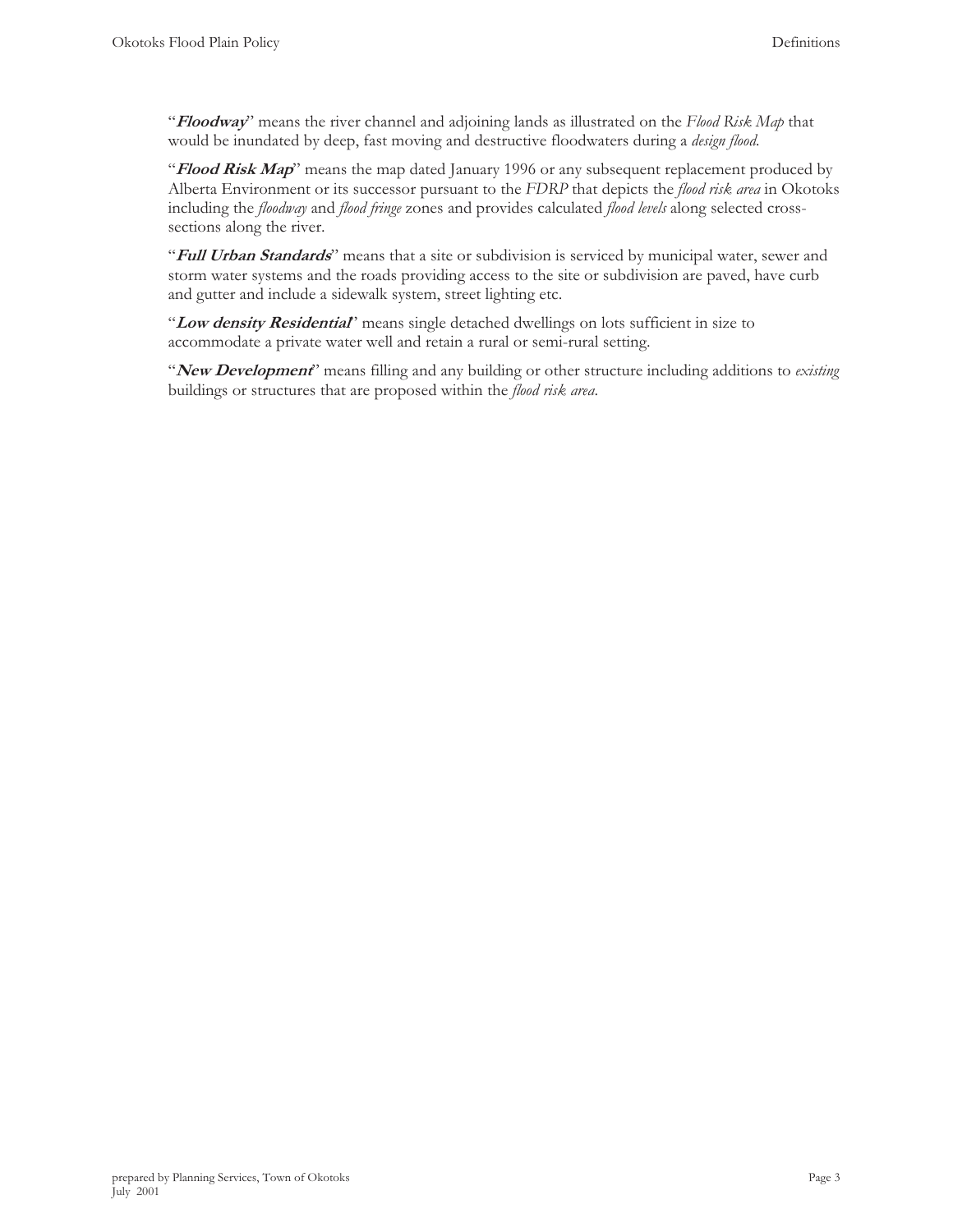"***Floodway***" means the river channel and adjoining lands as illustrated on the *Flood Risk Map* that would be inundated by deep, fast moving and destructive floodwaters during a *design flood*.

"***Flood Risk Map***" means the map dated January 1996 or any subsequent replacement produced by Alberta Environment or its successor pursuant to the *FDRP* that depicts the *flood risk area* in Okotoks including the *floodway* and *flood fringe* zones and provides calculated *flood levels* along selected cross-sections along the river.

"***Full Urban Standards***" means that a site or subdivision is serviced by municipal water, sewer and storm water systems and the roads providing access to the site or subdivision are paved, have curb and gutter and include a sidewalk system, street lighting etc.

"***Low density Residential***" means single detached dwellings on lots sufficient in size to accommodate a private water well and retain a rural or semi-rural setting.

"***New Development***" means filling and any building or other structure including additions to *existing* buildings or structures that are proposed within the *flood risk area*.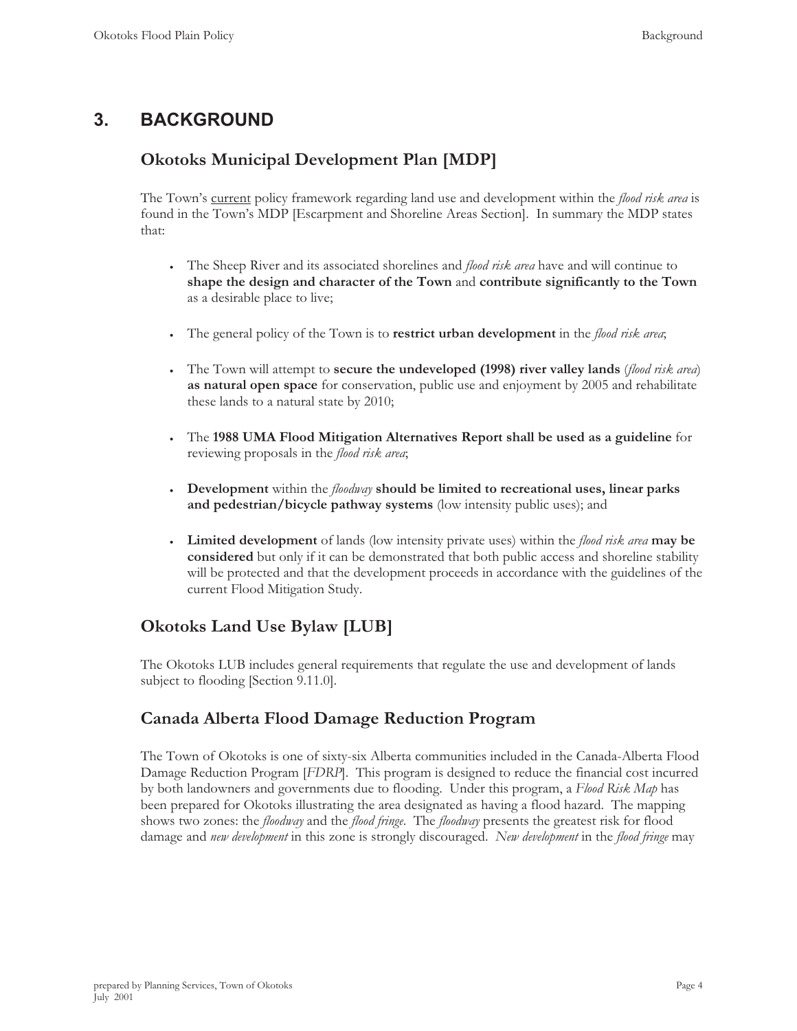# 3. BACKGROUND

## Okotoks Municipal Development Plan [MDP]

The Town's current policy framework regarding land use and development within the *flood risk area* is found in the Town's MDP [Escarpment and Shoreline Areas Section]. In summary the MDP states that:

- The Sheep River and its associated shorelines and *flood risk area* have and will continue to **shape the design and character of the Town** and **contribute significantly to the Town** as a desirable place to live;
- The general policy of the Town is to **restrict urban development** in the *flood risk area*;
- The Town will attempt to **secure the undeveloped (1998) river valley lands** (*flood risk area*) **as natural open space** for conservation, public use and enjoyment by 2005 and rehabilitate these lands to a natural state by 2010;
- The **1988 UMA Flood Mitigation Alternatives Report shall be used as a guideline** for reviewing proposals in the *flood risk area*;
- **Development** within the *floodway* **should be limited to recreational uses, linear parks and pedestrian/bicycle pathway systems** (low intensity public uses); and
- **Limited development** of lands (low intensity private uses) within the *flood risk area* **may be considered** but only if it can be demonstrated that both public access and shoreline stability will be protected and that the development proceeds in accordance with the guidelines of the current Flood Mitigation Study.

## Okotoks Land Use Bylaw [LUB]

The Okotoks LUB includes general requirements that regulate the use and development of lands subject to flooding [Section 9.11.0].

## Canada Alberta Flood Damage Reduction Program

The Town of Okotoks is one of sixty-six Alberta communities included in the Canada-Alberta Flood Damage Reduction Program [*FDRP*]. This program is designed to reduce the financial cost incurred by both landowners and governments due to flooding. Under this program, a *Flood Risk Map* has been prepared for Okotoks illustrating the area designated as having a flood hazard. The mapping shows two zones: the *floodway* and the *flood fringe*. The *floodway* presents the greatest risk for flood damage and *new development* in this zone is strongly discouraged. *New development* in the *flood fringe* may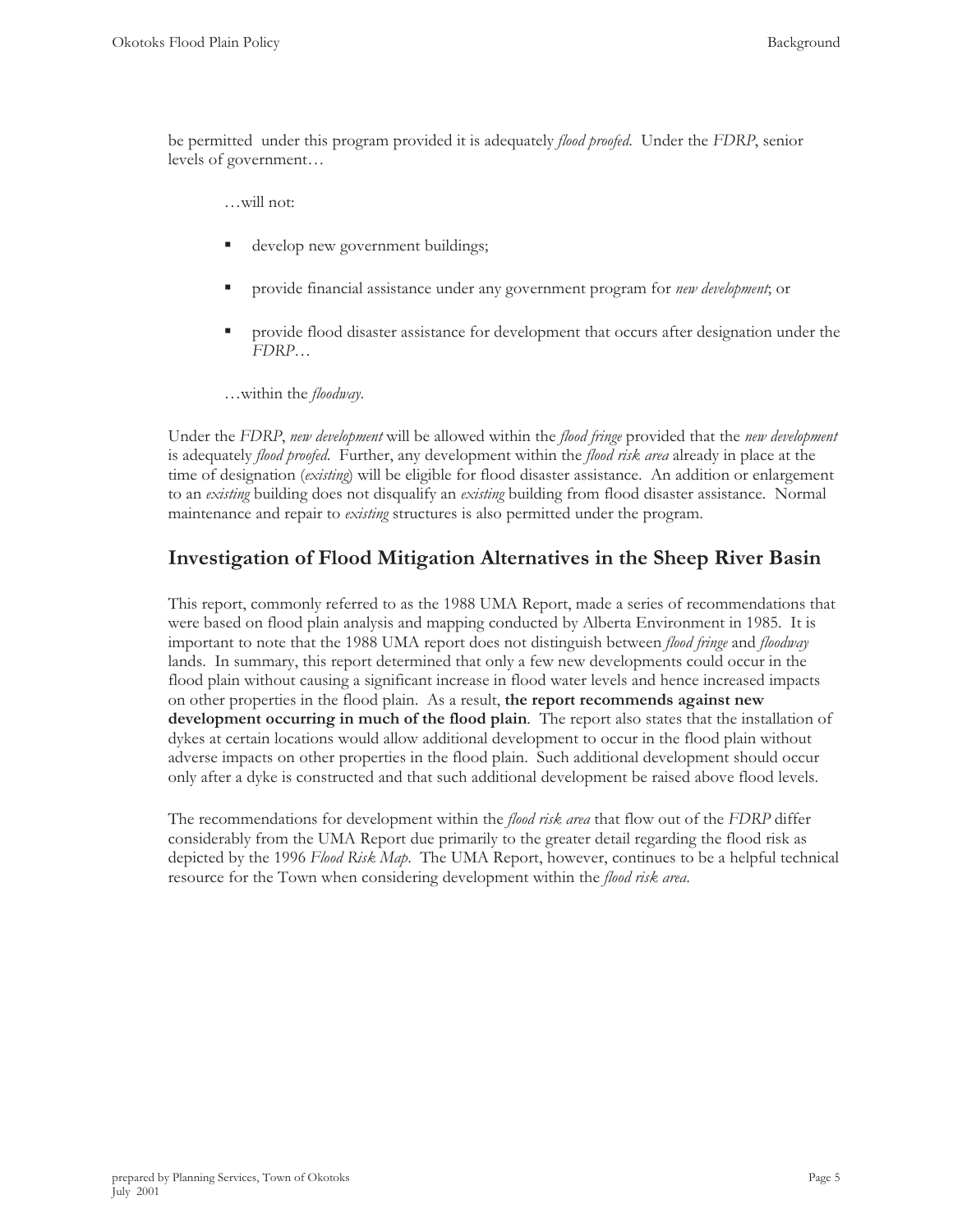be permitted under this program provided it is adequately *flood proofed*. Under the *FDRP*, senior levels of government…

…will not:

- develop new government buildings;
- provide financial assistance under any government program for *new development*; or
- provide flood disaster assistance for development that occurs after designation under the *FDRP*…

…within the *floodway*.

Under the *FDRP*, *new development* will be allowed within the *flood fringe* provided that the *new development* is adequately *flood proofed*. Further, any development within the *flood risk area* already in place at the time of designation (*existing*) will be eligible for flood disaster assistance. An addition or enlargement to an *existing* building does not disqualify an *existing* building from flood disaster assistance. Normal maintenance and repair to *existing* structures is also permitted under the program.

## Investigation of Flood Mitigation Alternatives in the Sheep River Basin

This report, commonly referred to as the 1988 UMA Report, made a series of recommendations that were based on flood plain analysis and mapping conducted by Alberta Environment in 1985. It is important to note that the 1988 UMA report does not distinguish between *flood fringe* and *floodway* lands. In summary, this report determined that only a few new developments could occur in the flood plain without causing a significant increase in flood water levels and hence increased impacts on other properties in the flood plain. As a result, **the report recommends against new development occurring in much of the flood plain**. The report also states that the installation of dykes at certain locations would allow additional development to occur in the flood plain without adverse impacts on other properties in the flood plain. Such additional development should occur only after a dyke is constructed and that such additional development be raised above flood levels.

The recommendations for development within the *flood risk area* that flow out of the *FDRP* differ considerably from the UMA Report due primarily to the greater detail regarding the flood risk as depicted by the 1996 *Flood Risk Map*. The UMA Report, however, continues to be a helpful technical resource for the Town when considering development within the *flood risk area*.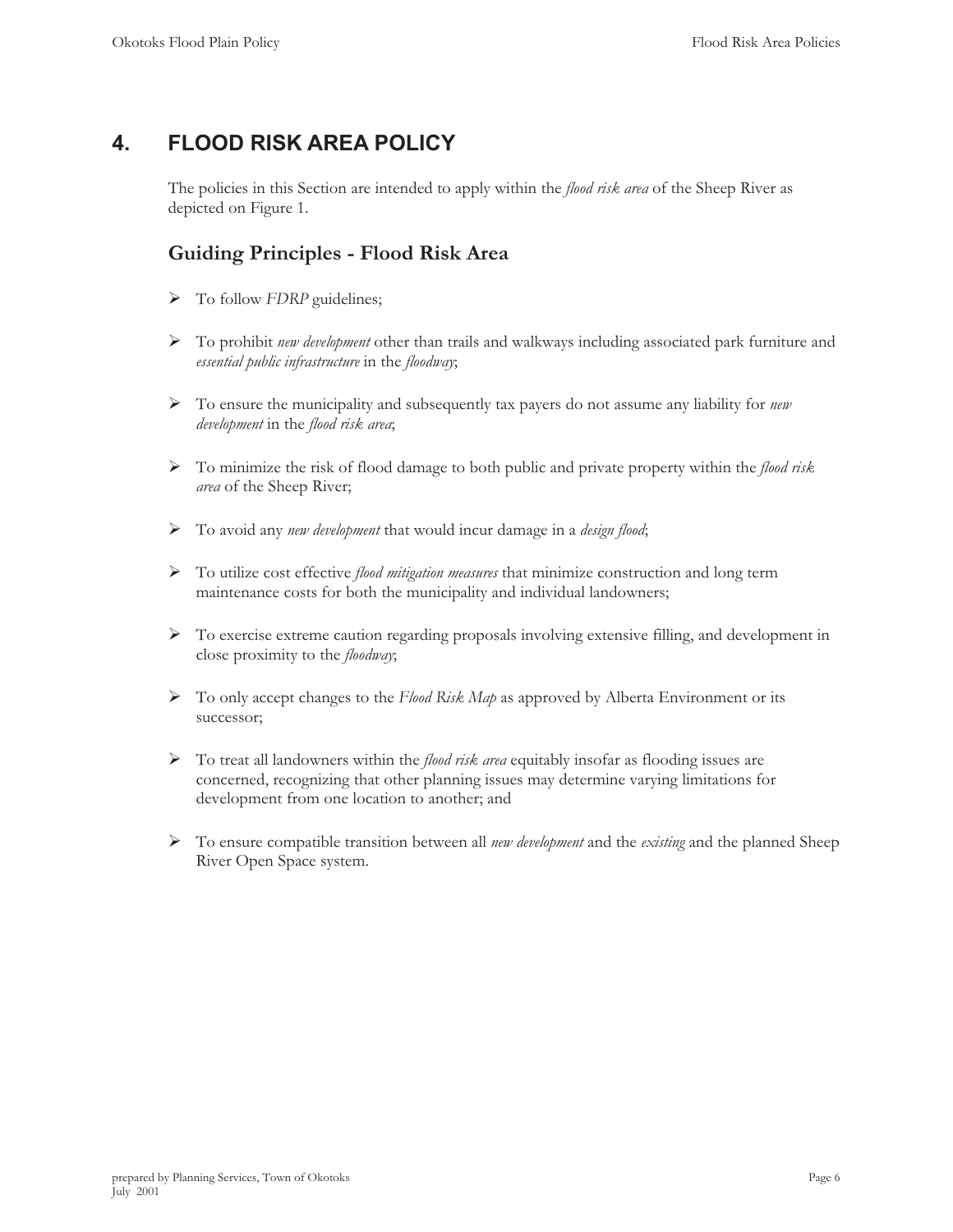# 4. FLOOD RISK AREA POLICY

The policies in this Section are intended to apply within the *flood risk area* of the Sheep River as depicted on Figure 1.

## Guiding Principles - Flood Risk Area

- To follow *FDRP* guidelines;
- To prohibit *new development* other than trails and walkways including associated park furniture and *essential public infrastructure* in the *floodway*;
- To ensure the municipality and subsequently tax payers do not assume any liability for *new development* in the *flood risk area*;
- To minimize the risk of flood damage to both public and private property within the *flood risk area* of the Sheep River;
- To avoid any *new development* that would incur damage in a *design flood*;
- To utilize cost effective *flood mitigation measures* that minimize construction and long term maintenance costs for both the municipality and individual landowners;
- To exercise extreme caution regarding proposals involving extensive filling, and development in close proximity to the *floodway*;
- To only accept changes to the *Flood Risk Map* as approved by Alberta Environment or its successor;
- To treat all landowners within the *flood risk area* equitably insofar as flooding issues are concerned, recognizing that other planning issues may determine varying limitations for development from one location to another; and
- To ensure compatible transition between all *new development* and the *existing* and the planned Sheep River Open Space system.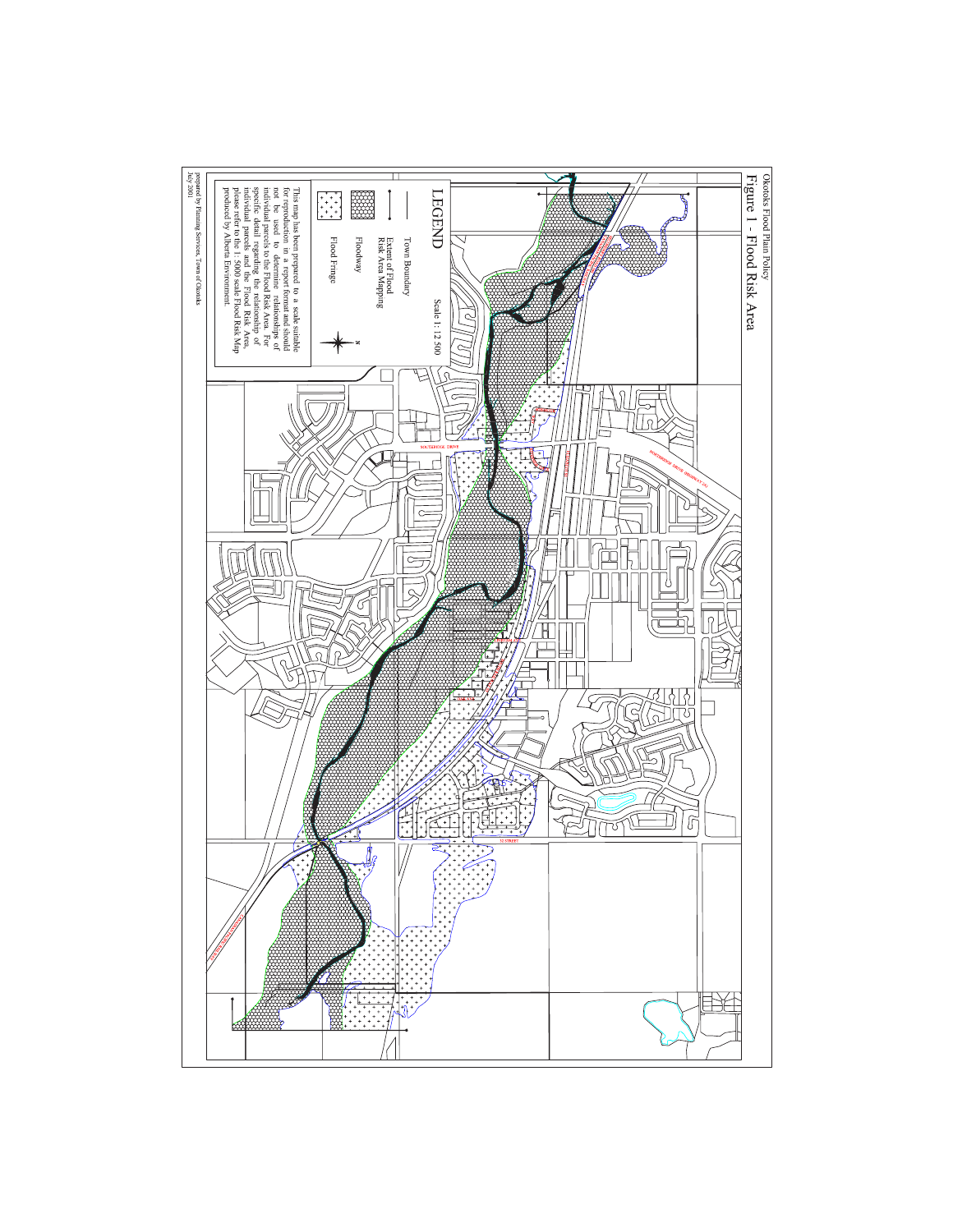Okotoks Flood Plain Policy

# Figure 1 - Flood Risk Area

## LEGEND

Scale 1: 12 500

- Town Boundary
- Extent of Flood Risk Area Mapping
- Floodway
- Flood Fringe

N

This map has been prepared to a scale suitable for reproduction in a report format and should not be used to determine relationships of individual parcels to the Flood Risk Area. For specific detail regarding the relationship of individual parcels and the Flood Risk Area, please refer to the 1: 5000 scale Flood Risk Map produced by Alberta Environment.

SOUTHRIDGE DRIVE

NORTHRIDGE DRIVE (HIGHWAY 2A)

32 STREET

prepared by Planning Services, Town of Okotoks
July 2001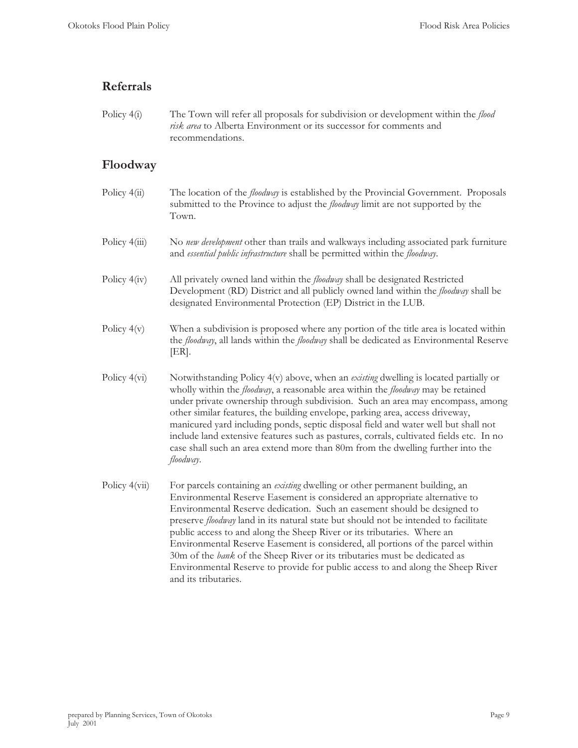## Referrals

Policy 4(i) The Town will refer all proposals for subdivision or development within the *flood risk area* to Alberta Environment or its successor for comments and recommendations.

## Floodway

Policy 4(ii) The location of the *floodway* is established by the Provincial Government. Proposals submitted to the Province to adjust the *floodway* limit are not supported by the Town.

Policy 4(iii) No *new development* other than trails and walkways including associated park furniture and *essential public infrastructure* shall be permitted within the *floodway*.

Policy 4(iv) All privately owned land within the *floodway* shall be designated Restricted Development (RD) District and all publicly owned land within the *floodway* shall be designated Environmental Protection (EP) District in the LUB.

Policy 4(v) When a subdivision is proposed where any portion of the title area is located within the *floodway*, all lands within the *floodway* shall be dedicated as Environmental Reserve [ER].

Policy 4(vi) Notwithstanding Policy 4(v) above, when an *existing* dwelling is located partially or wholly within the *floodway*, a reasonable area within the *floodway* may be retained under private ownership through subdivision. Such an area may encompass, among other similar features, the building envelope, parking area, access driveway, manicured yard including ponds, septic disposal field and water well but shall not include land extensive features such as pastures, corrals, cultivated fields etc. In no case shall such an area extend more than 80m from the dwelling further into the *floodway*.

Policy 4(vii) For parcels containing an *existing* dwelling or other permanent building, an Environmental Reserve Easement is considered an appropriate alternative to Environmental Reserve dedication. Such an easement should be designed to preserve *floodway* land in its natural state but should not be intended to facilitate public access to and along the Sheep River or its tributaries. Where an Environmental Reserve Easement is considered, all portions of the parcel within 30m of the *bank* of the Sheep River or its tributaries must be dedicated as Environmental Reserve to provide for public access to and along the Sheep River and its tributaries.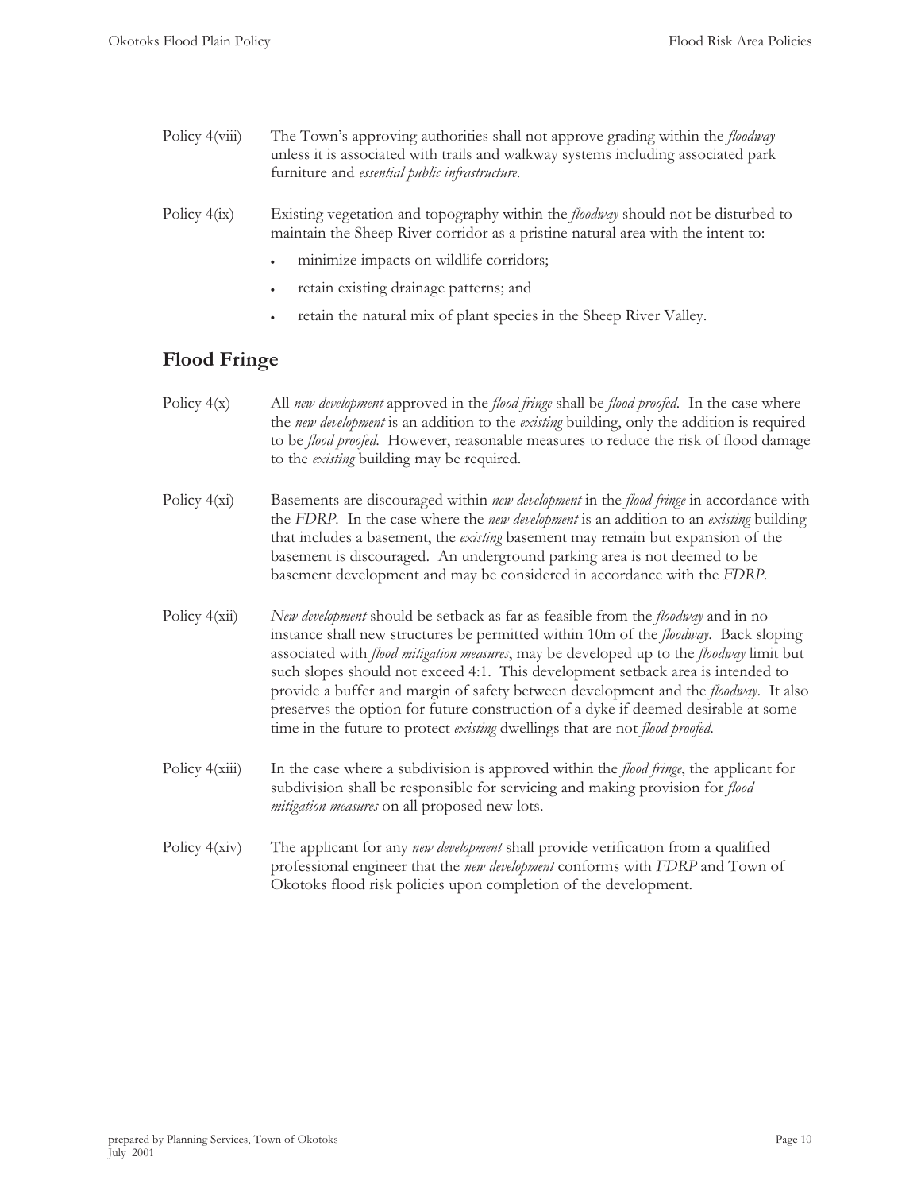Policy 4(viii) The Town's approving authorities shall not approve grading within the *floodway* unless it is associated with trails and walkway systems including associated park furniture and *essential public infrastructure*.

Policy 4(ix) Existing vegetation and topography within the *floodway* should not be disturbed to maintain the Sheep River corridor as a pristine natural area with the intent to:

- minimize impacts on wildlife corridors;
- retain existing drainage patterns; and
- retain the natural mix of plant species in the Sheep River Valley.

## Flood Fringe

Policy 4(x) All *new development* approved in the *flood fringe* shall be *flood proofed*. In the case where the *new development* is an addition to the *existing* building, only the addition is required to be *flood proofed*. However, reasonable measures to reduce the risk of flood damage to the *existing* building may be required.

Policy 4(xi) Basements are discouraged within *new development* in the *flood fringe* in accordance with the *FDRP*. In the case where the *new development* is an addition to an *existing* building that includes a basement, the *existing* basement may remain but expansion of the basement is discouraged. An underground parking area is not deemed to be basement development and may be considered in accordance with the *FDRP*.

Policy 4(xii) *New development* should be setback as far as feasible from the *floodway* and in no instance shall new structures be permitted within 10m of the *floodway*. Back sloping associated with *flood mitigation measures*, may be developed up to the *floodway* limit but such slopes should not exceed 4:1. This development setback area is intended to provide a buffer and margin of safety between development and the *floodway*. It also preserves the option for future construction of a dyke if deemed desirable at some time in the future to protect *existing* dwellings that are not *flood proofed*.

Policy 4(xiii) In the case where a subdivision is approved within the *flood fringe*, the applicant for subdivision shall be responsible for servicing and making provision for *flood mitigation measures* on all proposed new lots.

Policy 4(xiv) The applicant for any *new development* shall provide verification from a qualified professional engineer that the *new development* conforms with *FDRP* and Town of Okotoks flood risk policies upon completion of the development.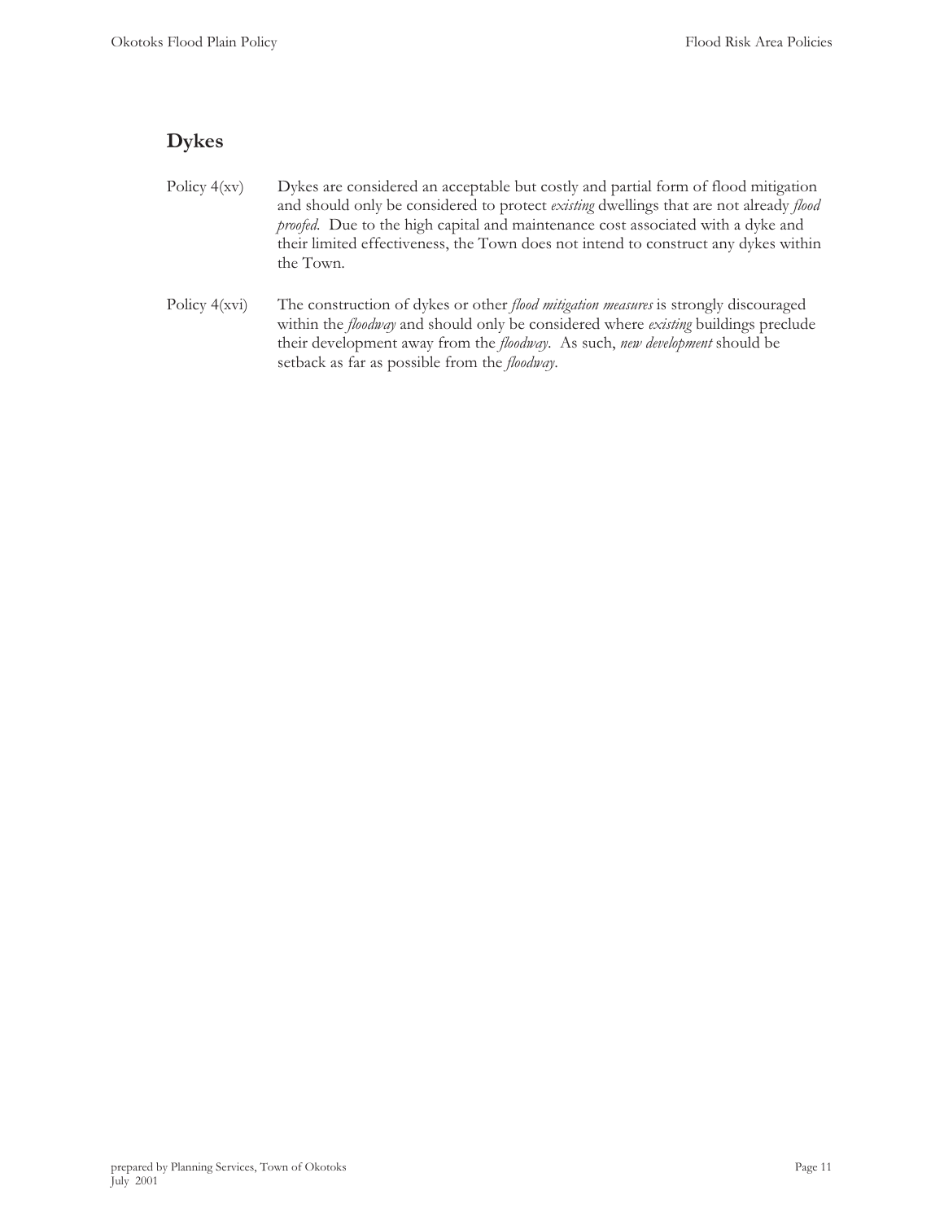## Dykes

Policy 4(xv) Dykes are considered an acceptable but costly and partial form of flood mitigation and should only be considered to protect *existing* dwellings that are not already *flood proofed*. Due to the high capital and maintenance cost associated with a dyke and their limited effectiveness, the Town does not intend to construct any dykes within the Town.

Policy 4(xvi) The construction of dykes or other *flood mitigation measures* is strongly discouraged within the *floodway* and should only be considered where *existing* buildings preclude their development away from the *floodway*. As such, *new development* should be setback as far as possible from the *floodway*.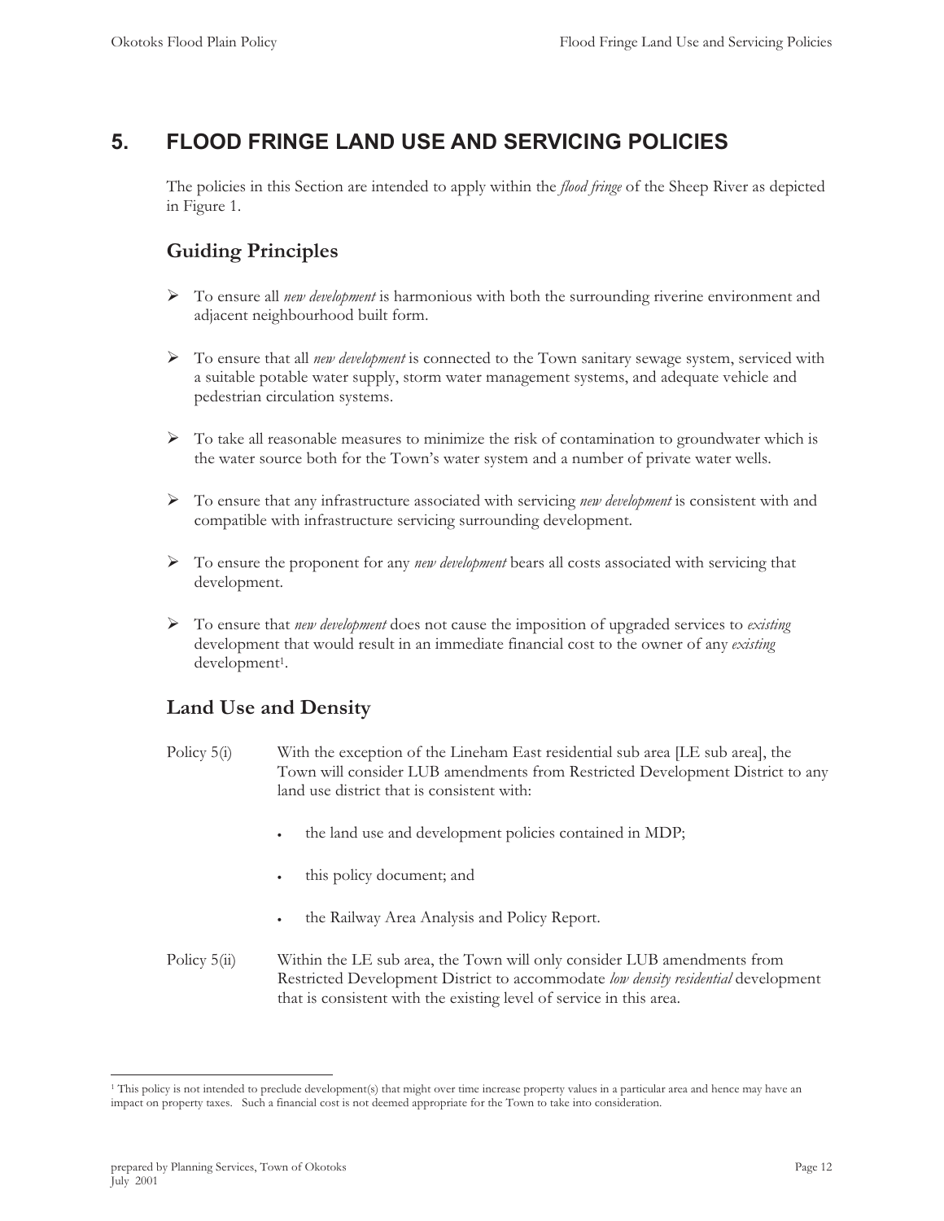# 5. FLOOD FRINGE LAND USE AND SERVICING POLICIES

The policies in this Section are intended to apply within the *flood fringe* of the Sheep River as depicted in Figure 1.

## Guiding Principles

- To ensure all *new development* is harmonious with both the surrounding riverine environment and adjacent neighbourhood built form.
- To ensure that all *new development* is connected to the Town sanitary sewage system, serviced with a suitable potable water supply, storm water management systems, and adequate vehicle and pedestrian circulation systems.
- To take all reasonable measures to minimize the risk of contamination to groundwater which is the water source both for the Town's water system and a number of private water wells.
- To ensure that any infrastructure associated with servicing *new development* is consistent with and compatible with infrastructure servicing surrounding development.
- To ensure the proponent for any *new development* bears all costs associated with servicing that development.
- To ensure that *new development* does not cause the imposition of upgraded services to *existing* development that would result in an immediate financial cost to the owner of any *existing* development[1].

## Land Use and Density

Policy 5(i) With the exception of the Lineham East residential sub area [LE sub area], the Town will consider LUB amendments from Restricted Development District to any land use district that is consistent with:

- the land use and development policies contained in MDP;
- this policy document; and
- the Railway Area Analysis and Policy Report.

Policy 5(ii) Within the LE sub area, the Town will only consider LUB amendments from Restricted Development District to accommodate *low density residential* development that is consistent with the existing level of service in this area.

---

[1] This policy is not intended to preclude development(s) that might over time increase property values in a particular area and hence may have an impact on property taxes. Such a financial cost is not deemed appropriate for the Town to take into consideration.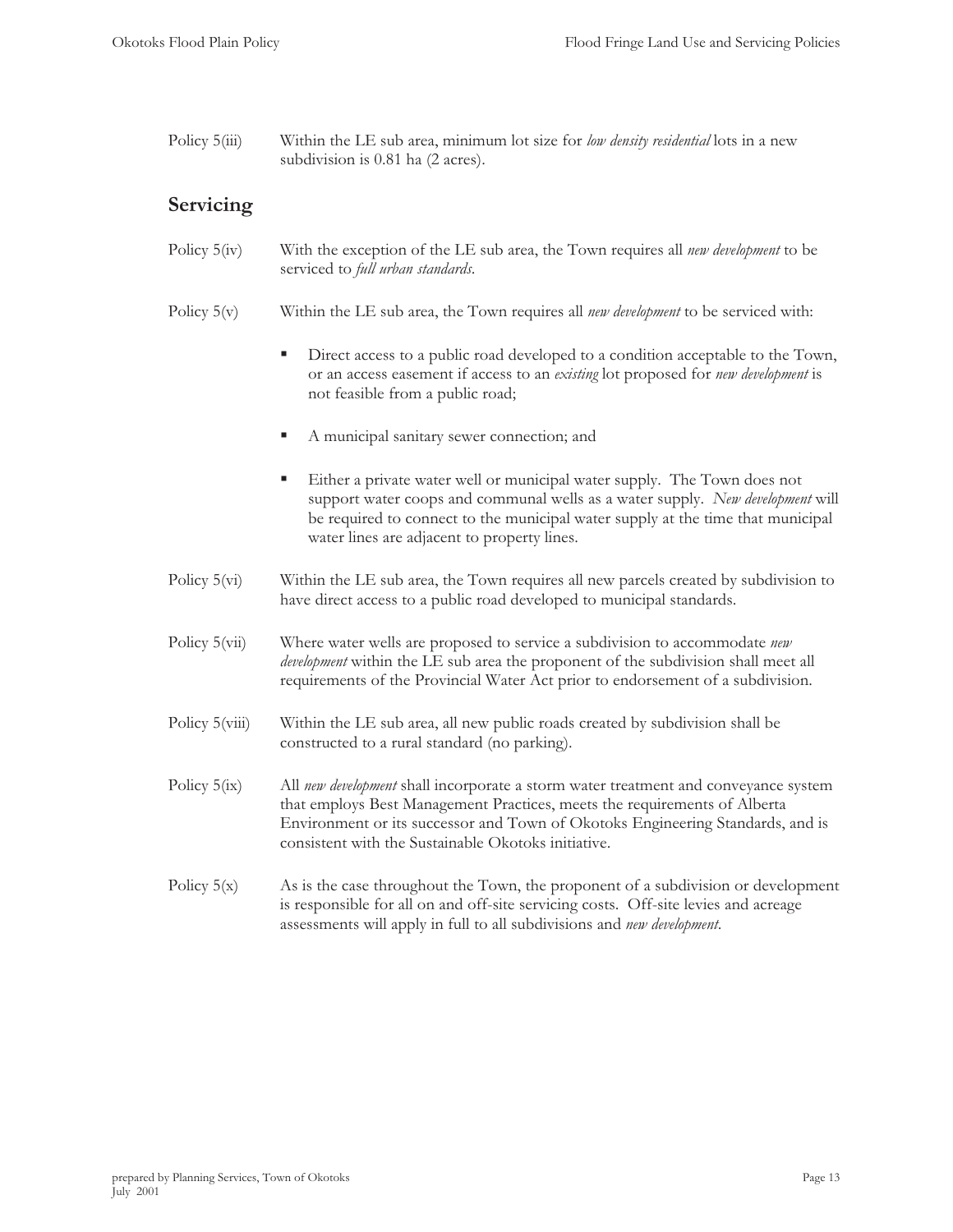Policy 5(iii) Within the LE sub area, minimum lot size for *low density residential* lots in a new subdivision is 0.81 ha (2 acres).

## Servicing

Policy 5(iv) With the exception of the LE sub area, the Town requires all *new development* to be serviced to *full urban standards*.

Policy 5(v) Within the LE sub area, the Town requires all *new development* to be serviced with:

- Direct access to a public road developed to a condition acceptable to the Town, or an access easement if access to an *existing* lot proposed for *new development* is not feasible from a public road;
- A municipal sanitary sewer connection; and
- Either a private water well or municipal water supply. The Town does not support water coops and communal wells as a water supply. *New development* will be required to connect to the municipal water supply at the time that municipal water lines are adjacent to property lines.

Policy 5(vi) Within the LE sub area, the Town requires all new parcels created by subdivision to have direct access to a public road developed to municipal standards.

Policy 5(vii) Where water wells are proposed to service a subdivision to accommodate *new development* within the LE sub area the proponent of the subdivision shall meet all requirements of the Provincial Water Act prior to endorsement of a subdivision.

Policy 5(viii) Within the LE sub area, all new public roads created by subdivision shall be constructed to a rural standard (no parking).

Policy 5(ix) All *new development* shall incorporate a storm water treatment and conveyance system that employs Best Management Practices, meets the requirements of Alberta Environment or its successor and Town of Okotoks Engineering Standards, and is consistent with the Sustainable Okotoks initiative.

Policy 5(x) As is the case throughout the Town, the proponent of a subdivision or development is responsible for all on and off-site servicing costs. Off-site levies and acreage assessments will apply in full to all subdivisions and *new development*.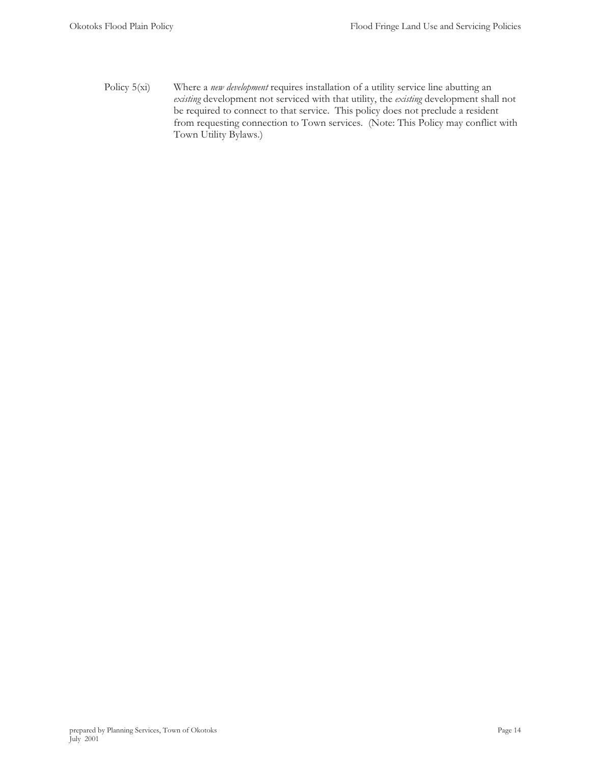Policy 5(xi) Where a *new development* requires installation of a utility service line abutting an *existing* development not serviced with that utility, the *existing* development shall not be required to connect to that service. This policy does not preclude a resident from requesting connection to Town services. (Note: This Policy may conflict with Town Utility Bylaws.)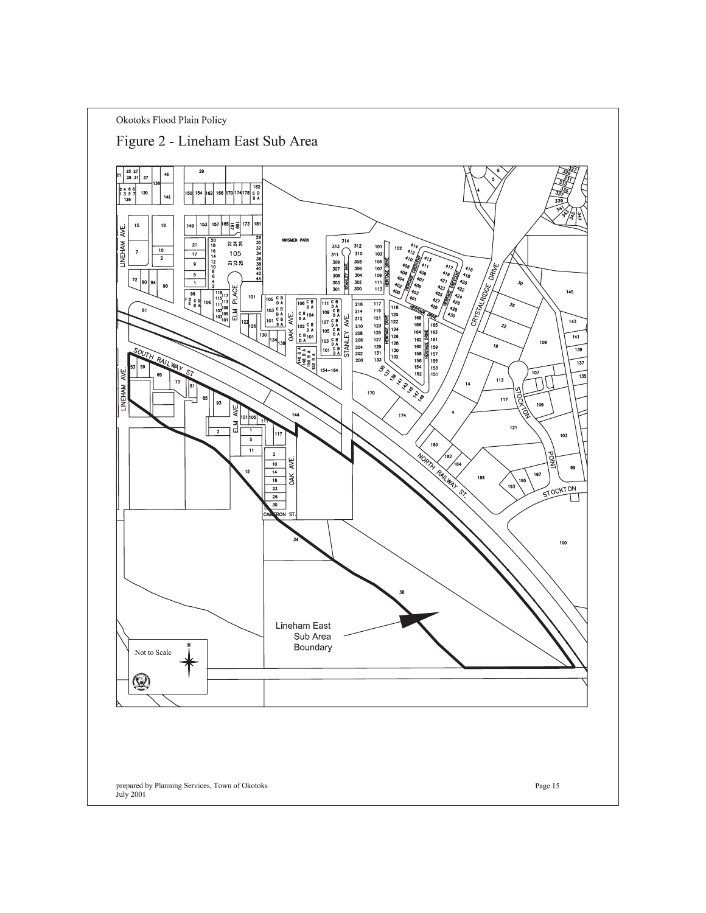# Figure 2 - Lineham East Sub Area

Lineham East Sub Area Boundary

Not to Scale

prepared by Planning Services, Town of Okotoks
July 2001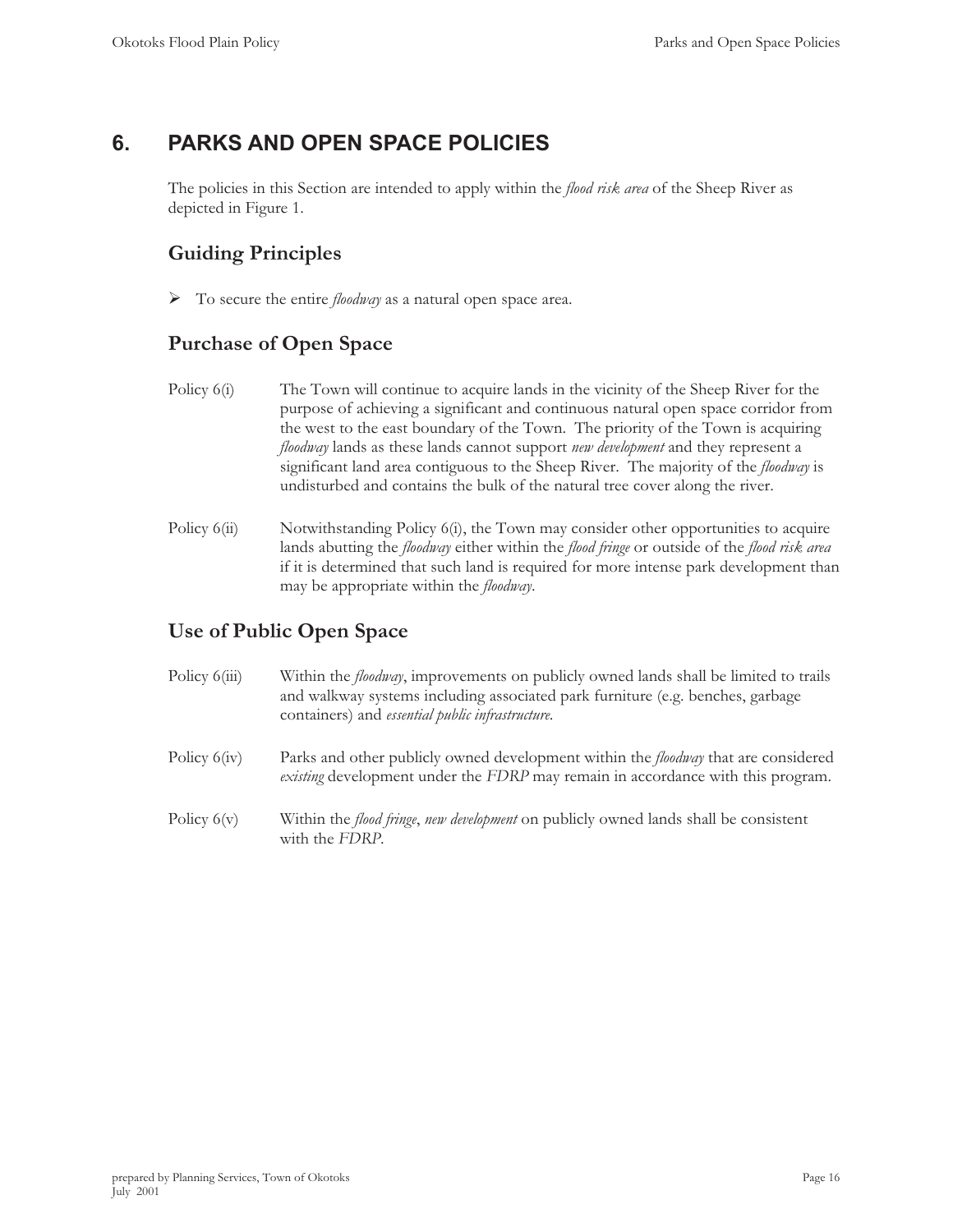## 6. PARKS AND OPEN SPACE POLICIES

The policies in this Section are intended to apply within the *flood risk area* of the Sheep River as depicted in Figure 1.

### Guiding Principles

- To secure the entire *floodway* as a natural open space area.

### Purchase of Open Space

Policy 6(i) The Town will continue to acquire lands in the vicinity of the Sheep River for the purpose of achieving a significant and continuous natural open space corridor from the west to the east boundary of the Town. The priority of the Town is acquiring *floodway* lands as these lands cannot support *new development* and they represent a significant land area contiguous to the Sheep River. The majority of the *floodway* is undisturbed and contains the bulk of the natural tree cover along the river.

Policy 6(ii) Notwithstanding Policy 6(i), the Town may consider other opportunities to acquire lands abutting the *floodway* either within the *flood fringe* or outside of the *flood risk area* if it is determined that such land is required for more intense park development than may be appropriate within the *floodway*.

### Use of Public Open Space

Policy 6(iii) Within the *floodway*, improvements on publicly owned lands shall be limited to trails and walkway systems including associated park furniture (e.g. benches, garbage containers) and *essential public infrastructure*.

Policy 6(iv) Parks and other publicly owned development within the *floodway* that are considered *existing* development under the *FDRP* may remain in accordance with this program.

Policy 6(v) Within the *flood fringe*, *new development* on publicly owned lands shall be consistent with the *FDRP*.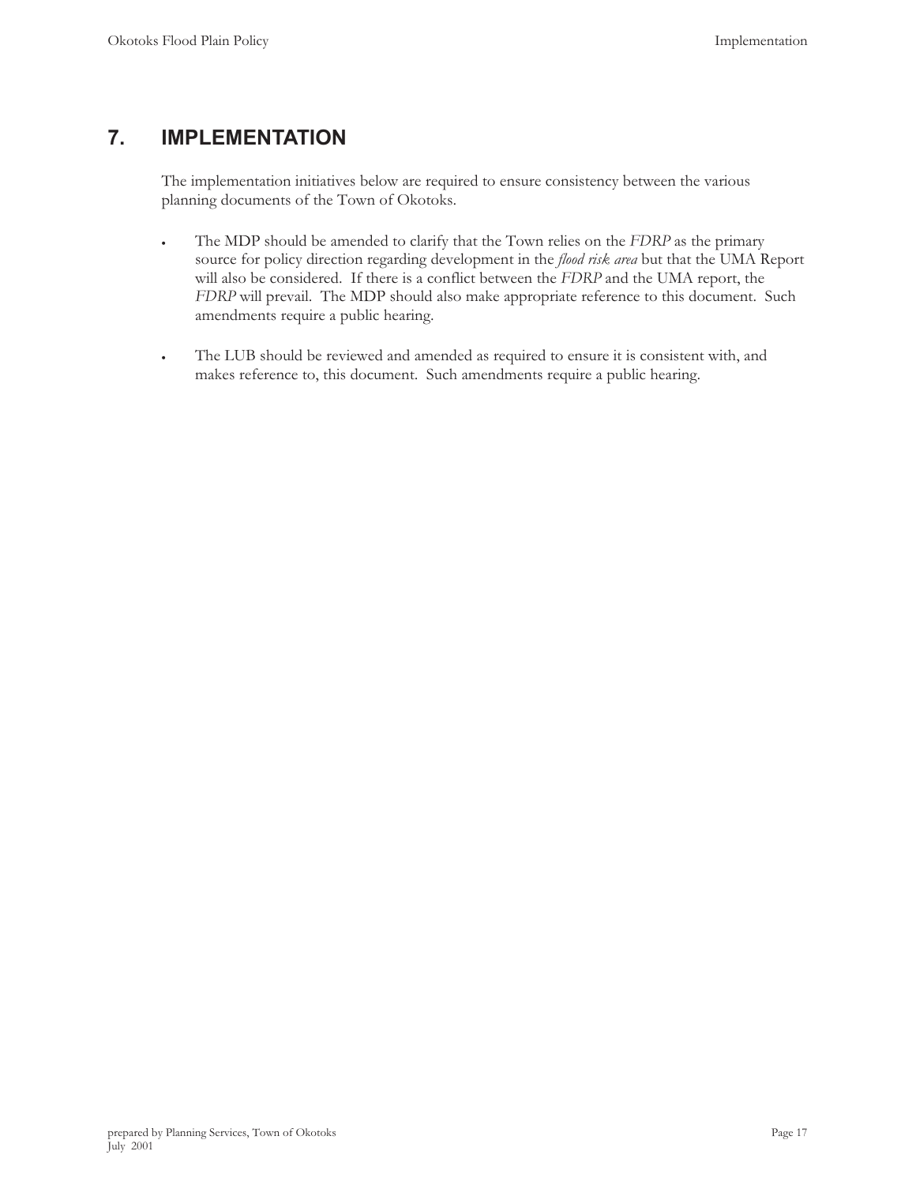## 7. IMPLEMENTATION

The implementation initiatives below are required to ensure consistency between the various planning documents of the Town of Okotoks.

- The MDP should be amended to clarify that the Town relies on the *FDRP* as the primary source for policy direction regarding development in the *flood risk area* but that the UMA Report will also be considered. If there is a conflict between the *FDRP* and the UMA report, the *FDRP* will prevail. The MDP should also make appropriate reference to this document. Such amendments require a public hearing.

- The LUB should be reviewed and amended as required to ensure it is consistent with, and makes reference to, this document. Such amendments require a public hearing.